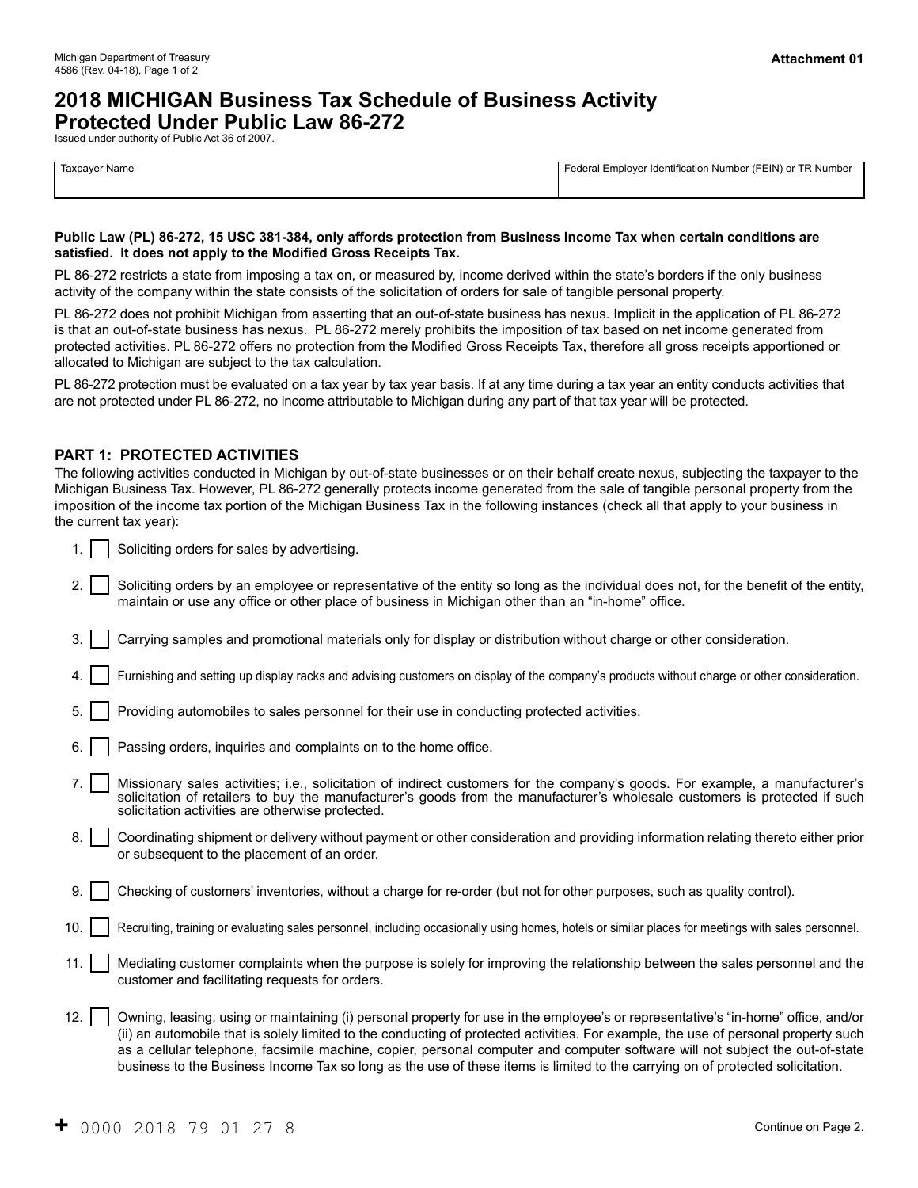Michigan Department of Treasury
4586 (Rev. 04-18), Page 1 of 2

**Attachment 01**

# 2018 MICHIGAN Business Tax Schedule of Business Activity Protected Under Public Law 86-272

Issued under authority of Public Act 36 of 2007.

| Taxpayer Name | Federal Employer Identification Number (FEIN) or TR Number |
|---|---|
| | |

**Public Law (PL) 86-272, 15 USC 381-384, only affords protection from Business Income Tax when certain conditions are satisfied. It does not apply to the Modified Gross Receipts Tax.**

PL 86-272 restricts a state from imposing a tax on, or measured by, income derived within the state's borders if the only business activity of the company within the state consists of the solicitation of orders for sale of tangible personal property.

PL 86-272 does not prohibit Michigan from asserting that an out-of-state business has nexus. Implicit in the application of PL 86-272 is that an out-of-state business has nexus. PL 86-272 merely prohibits the imposition of tax based on net income generated from protected activities. PL 86-272 offers no protection from the Modified Gross Receipts Tax, therefore all gross receipts apportioned or allocated to Michigan are subject to the tax calculation.

PL 86-272 protection must be evaluated on a tax year by tax year basis. If at any time during a tax year an entity conducts activities that are not protected under PL 86-272, no income attributable to Michigan during any part of that tax year will be protected.

## PART 1: PROTECTED ACTIVITIES

The following activities conducted in Michigan by out-of-state businesses or on their behalf create nexus, subjecting the taxpayer to the Michigan Business Tax. However, PL 86-272 generally protects income generated from the sale of tangible personal property from the imposition of the income tax portion of the Michigan Business Tax in the following instances (check all that apply to your business in the current tax year):

1. ☐ Soliciting orders for sales by advertising.
2. ☐ Soliciting orders by an employee or representative of the entity so long as the individual does not, for the benefit of the entity, maintain or use any office or other place of business in Michigan other than an "in-home" office.
3. ☐ Carrying samples and promotional materials only for display or distribution without charge or other consideration.
4. ☐ Furnishing and setting up display racks and advising customers on display of the company's products without charge or other consideration.
5. ☐ Providing automobiles to sales personnel for their use in conducting protected activities.
6. ☐ Passing orders, inquiries and complaints on to the home office.
7. ☐ Missionary sales activities; i.e., solicitation of indirect customers for the company's goods. For example, a manufacturer's solicitation of retailers to buy the manufacturer's goods from the manufacturer's wholesale customers is protected if such solicitation activities are otherwise protected.
8. ☐ Coordinating shipment or delivery without payment or other consideration and providing information relating thereto either prior or subsequent to the placement of an order.
9. ☐ Checking of customers' inventories, without a charge for re-order (but not for other purposes, such as quality control).
10. ☐ Recruiting, training or evaluating sales personnel, including occasionally using homes, hotels or similar places for meetings with sales personnel.
11. ☐ Mediating customer complaints when the purpose is solely for improving the relationship between the sales personnel and the customer and facilitating requests for orders.
12. ☐ Owning, leasing, using or maintaining (i) personal property for use in the employee's or representative's "in-home" office, and/or (ii) an automobile that is solely limited to the conducting of protected activities. For example, the use of personal property such as a cellular telephone, facsimile machine, copier, personal computer and computer software will not subject the out-of-state business to the Business Income Tax so long as the use of these items is limited to the carrying on of protected solicitation.

+ 0000 2018 79 01 27 8

Continue on Page 2.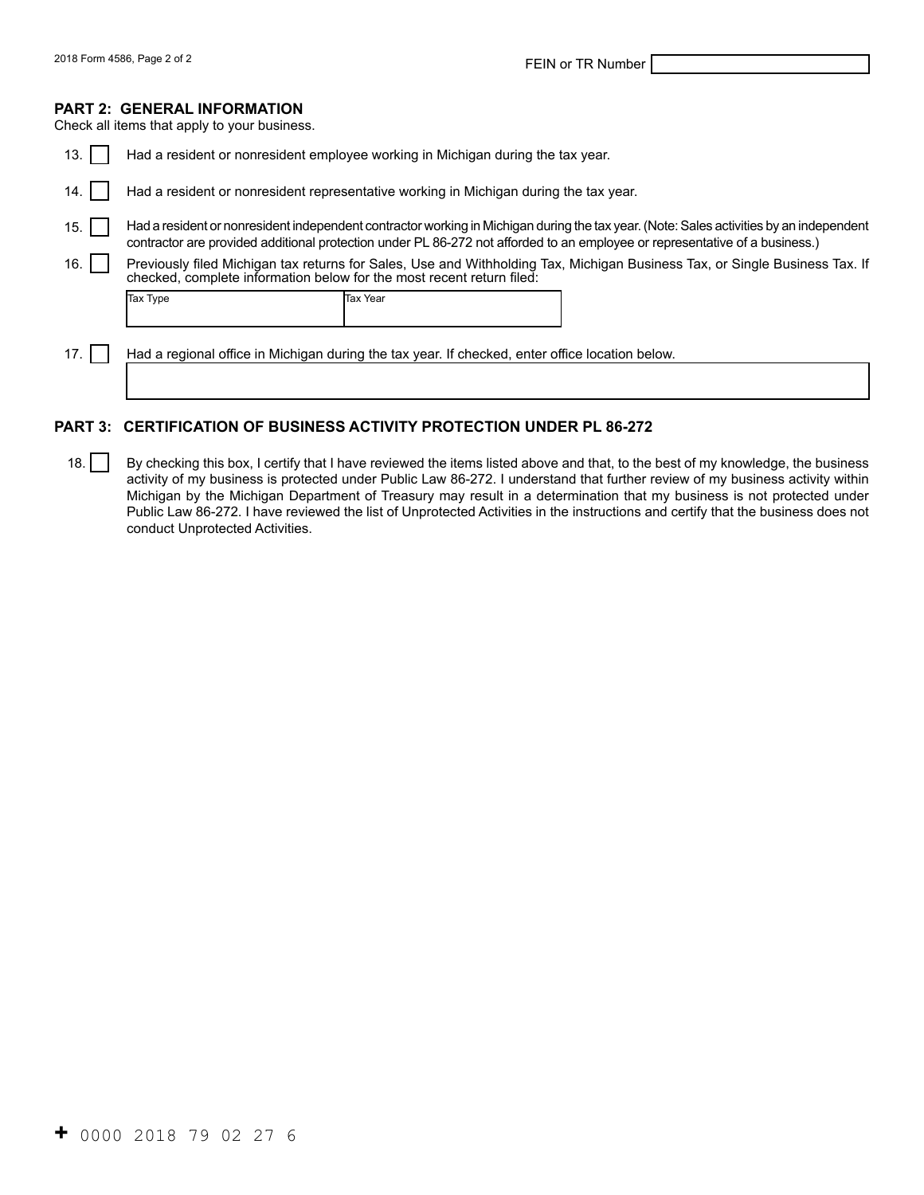FEIN or TR Number

## PART 2: GENERAL INFORMATION

Check all items that apply to your business.

13. ☐ Had a resident or nonresident employee working in Michigan during the tax year.

14. ☐ Had a resident or nonresident representative working in Michigan during the tax year.

15. ☐ Had a resident or nonresident independent contractor working in Michigan during the tax year. (Note: Sales activities by an independent contractor are provided additional protection under PL 86-272 not afforded to an employee or representative of a business.)

16. ☐ Previously filed Michigan tax returns for Sales, Use and Withholding Tax, Michigan Business Tax, or Single Business Tax. If checked, complete information below for the most recent return filed:

| Tax Type | Tax Year |
|---|---|
| | |

17. ☐ Had a regional office in Michigan during the tax year. If checked, enter office location below.

## PART 3: CERTIFICATION OF BUSINESS ACTIVITY PROTECTION UNDER PL 86-272

18. ☐ By checking this box, I certify that I have reviewed the items listed above and that, to the best of my knowledge, the business activity of my business is protected under Public Law 86-272. I understand that further review of my business activity within Michigan by the Michigan Department of Treasury may result in a determination that my business is not protected under Public Law 86-272. I have reviewed the list of Unprotected Activities in the instructions and certify that the business does not conduct Unprotected Activities.

+ 0000 2018 79 02 27 6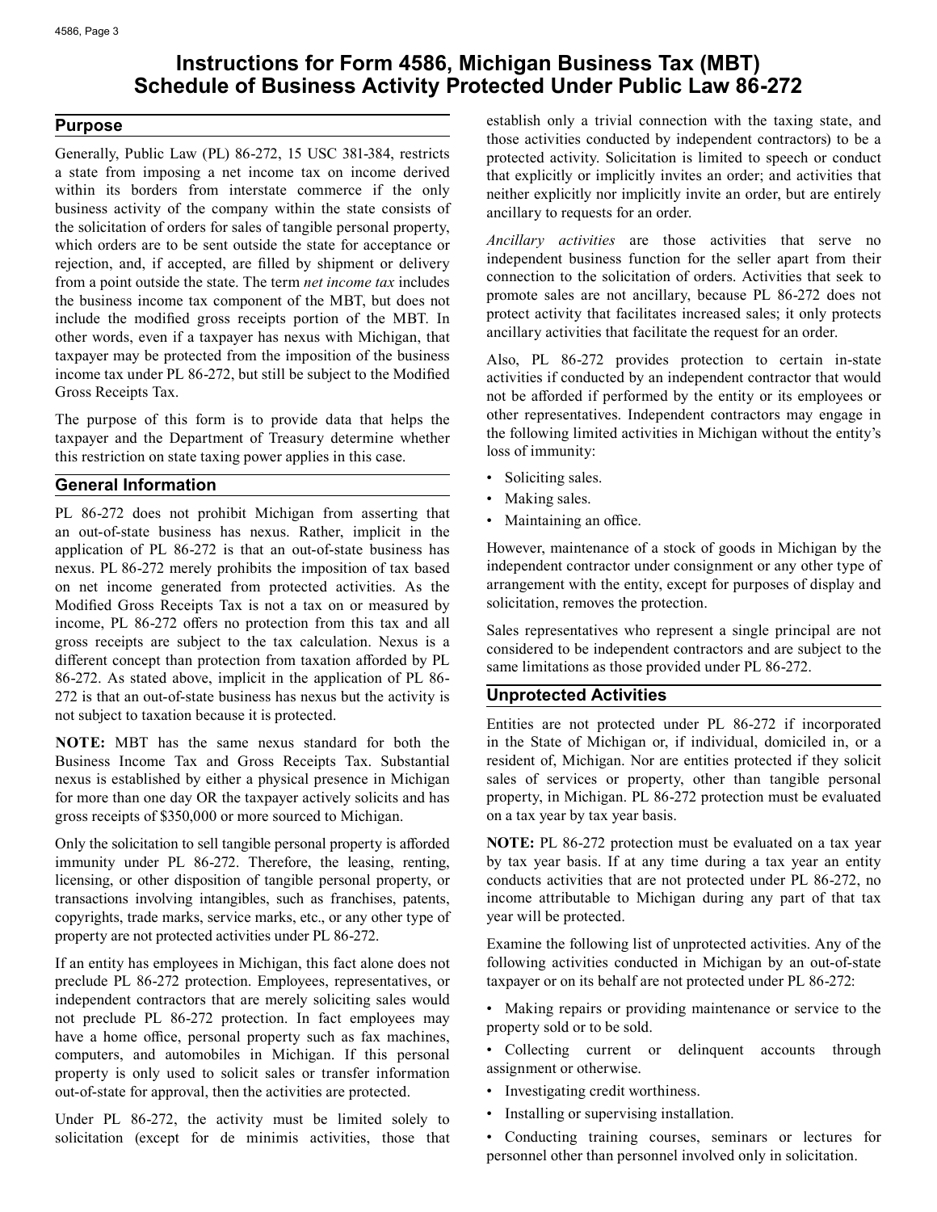# Instructions for Form 4586, Michigan Business Tax (MBT) Schedule of Business Activity Protected Under Public Law 86-272

## Purpose

Generally, Public Law (PL) 86-272, 15 USC 381-384, restricts a state from imposing a net income tax on income derived within its borders from interstate commerce if the only business activity of the company within the state consists of the solicitation of orders for sales of tangible personal property, which orders are to be sent outside the state for acceptance or rejection, and, if accepted, are filled by shipment or delivery from a point outside the state. The term *net income tax* includes the business income tax component of the MBT, but does not include the modified gross receipts portion of the MBT. In other words, even if a taxpayer has nexus with Michigan, that taxpayer may be protected from the imposition of the business income tax under PL 86-272, but still be subject to the Modified Gross Receipts Tax.

The purpose of this form is to provide data that helps the taxpayer and the Department of Treasury determine whether this restriction on state taxing power applies in this case.

## General Information

PL 86-272 does not prohibit Michigan from asserting that an out-of-state business has nexus. Rather, implicit in the application of PL 86-272 is that an out-of-state business has nexus. PL 86-272 merely prohibits the imposition of tax based on net income generated from protected activities. As the Modified Gross Receipts Tax is not a tax on or measured by income, PL 86-272 offers no protection from this tax and all gross receipts are subject to the tax calculation. Nexus is a different concept than protection from taxation afforded by PL 86-272. As stated above, implicit in the application of PL 86-272 is that an out-of-state business has nexus but the activity is not subject to taxation because it is protected.

**NOTE:** MBT has the same nexus standard for both the Business Income Tax and Gross Receipts Tax. Substantial nexus is established by either a physical presence in Michigan for more than one day OR the taxpayer actively solicits and has gross receipts of $350,000 or more sourced to Michigan.

Only the solicitation to sell tangible personal property is afforded immunity under PL 86-272. Therefore, the leasing, renting, licensing, or other disposition of tangible personal property, or transactions involving intangibles, such as franchises, patents, copyrights, trade marks, service marks, etc., or any other type of property are not protected activities under PL 86-272.

If an entity has employees in Michigan, this fact alone does not preclude PL 86-272 protection. Employees, representatives, or independent contractors that are merely soliciting sales would not preclude PL 86-272 protection. In fact employees may have a home office, personal property such as fax machines, computers, and automobiles in Michigan. If this personal property is only used to solicit sales or transfer information out-of-state for approval, then the activities are protected.

Under PL 86-272, the activity must be limited solely to solicitation (except for de minimis activities, those that establish only a trivial connection with the taxing state, and those activities conducted by independent contractors) to be a protected activity. Solicitation is limited to speech or conduct that explicitly or implicitly invites an order; and activities that neither explicitly nor implicitly invite an order, but are entirely ancillary to requests for an order.

*Ancillary activities* are those activities that serve no independent business function for the seller apart from their connection to the solicitation of orders. Activities that seek to promote sales are not ancillary, because PL 86-272 does not protect activity that facilitates increased sales; it only protects ancillary activities that facilitate the request for an order.

Also, PL 86-272 provides protection to certain in-state activities if conducted by an independent contractor that would not be afforded if performed by the entity or its employees or other representatives. Independent contractors may engage in the following limited activities in Michigan without the entity's loss of immunity:

- Soliciting sales.
- Making sales.
- Maintaining an office.

However, maintenance of a stock of goods in Michigan by the independent contractor under consignment or any other type of arrangement with the entity, except for purposes of display and solicitation, removes the protection.

Sales representatives who represent a single principal are not considered to be independent contractors and are subject to the same limitations as those provided under PL 86-272.

## Unprotected Activities

Entities are not protected under PL 86-272 if incorporated in the State of Michigan or, if individual, domiciled in, or a resident of, Michigan. Nor are entities protected if they solicit sales of services or property, other than tangible personal property, in Michigan. PL 86-272 protection must be evaluated on a tax year by tax year basis.

**NOTE:** PL 86-272 protection must be evaluated on a tax year by tax year basis. If at any time during a tax year an entity conducts activities that are not protected under PL 86-272, no income attributable to Michigan during any part of that tax year will be protected.

Examine the following list of unprotected activities. Any of the following activities conducted in Michigan by an out-of-state taxpayer or on its behalf are not protected under PL 86-272:

- Making repairs or providing maintenance or service to the property sold or to be sold.
- Collecting current or delinquent accounts through assignment or otherwise.
- Investigating credit worthiness.
- Installing or supervising installation.
- Conducting training courses, seminars or lectures for personnel other than personnel involved only in solicitation.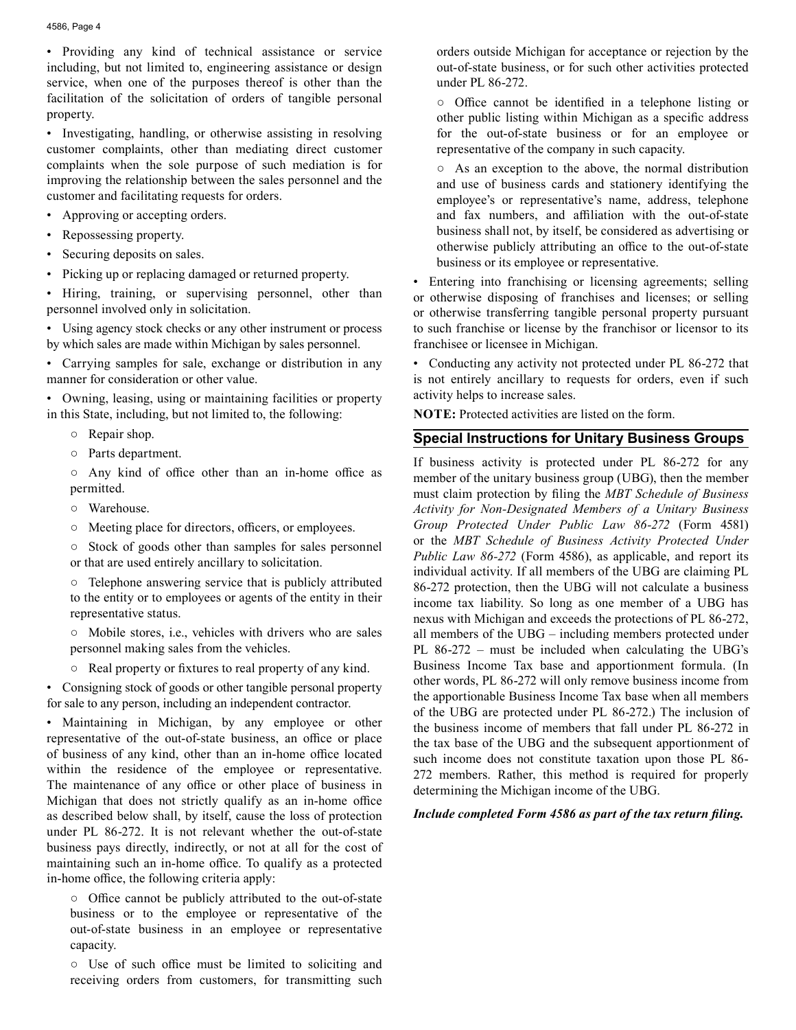- Providing any kind of technical assistance or service including, but not limited to, engineering assistance or design service, when one of the purposes thereof is other than the facilitation of the solicitation of orders of tangible personal property.
- Investigating, handling, or otherwise assisting in resolving customer complaints, other than mediating direct customer complaints when the sole purpose of such mediation is for improving the relationship between the sales personnel and the customer and facilitating requests for orders.
- Approving or accepting orders.
- Repossessing property.
- Securing deposits on sales.
- Picking up or replacing damaged or returned property.
- Hiring, training, or supervising personnel, other than personnel involved only in solicitation.
- Using agency stock checks or any other instrument or process by which sales are made within Michigan by sales personnel.
- Carrying samples for sale, exchange or distribution in any manner for consideration or other value.
- Owning, leasing, using or maintaining facilities or property in this State, including, but not limited to, the following:
  - Repair shop.
  - Parts department.
  - Any kind of office other than an in-home office as permitted.
  - Warehouse.
  - Meeting place for directors, officers, or employees.
  - Stock of goods other than samples for sales personnel or that are used entirely ancillary to solicitation.
  - Telephone answering service that is publicly attributed to the entity or to employees or agents of the entity in their representative status.
  - Mobile stores, i.e., vehicles with drivers who are sales personnel making sales from the vehicles.
  - Real property or fixtures to real property of any kind.
- Consigning stock of goods or other tangible personal property for sale to any person, including an independent contractor.
- Maintaining in Michigan, by any employee or other representative of the out-of-state business, an office or place of business of any kind, other than an in-home office located within the residence of the employee or representative. The maintenance of any office or other place of business in Michigan that does not strictly qualify as an in-home office as described below shall, by itself, cause the loss of protection under PL 86-272. It is not relevant whether the out-of-state business pays directly, indirectly, or not at all for the cost of maintaining such an in-home office. To qualify as a protected in-home office, the following criteria apply:
  - Office cannot be publicly attributed to the out-of-state business or to the employee or representative of the out-of-state business in an employee or representative capacity.
  - Use of such office must be limited to soliciting and receiving orders from customers, for transmitting such orders outside Michigan for acceptance or rejection by the out-of-state business, or for such other activities protected under PL 86-272.
  - Office cannot be identified in a telephone listing or other public listing within Michigan as a specific address for the out-of-state business or for an employee or representative of the company in such capacity.
  - As an exception to the above, the normal distribution and use of business cards and stationery identifying the employee's or representative's name, address, telephone and fax numbers, and affiliation with the out-of-state business shall not, by itself, be considered as advertising or otherwise publicly attributing an office to the out-of-state business or its employee or representative.
- Entering into franchising or licensing agreements; selling or otherwise disposing of franchises and licenses; or selling or otherwise transferring tangible personal property pursuant to such franchise or license by the franchisor or licensor to its franchisee or licensee in Michigan.
- Conducting any activity not protected under PL 86-272 that is not entirely ancillary to requests for orders, even if such activity helps to increase sales.

**NOTE:** Protected activities are listed on the form.

## Special Instructions for Unitary Business Groups

If business activity is protected under PL 86-272 for any member of the unitary business group (UBG), then the member must claim protection by filing the *MBT Schedule of Business Activity for Non-Designated Members of a Unitary Business Group Protected Under Public Law 86-272* (Form 4581) or the *MBT Schedule of Business Activity Protected Under Public Law 86-272* (Form 4586), as applicable, and report its individual activity. If all members of the UBG are claiming PL 86-272 protection, then the UBG will not calculate a business income tax liability. So long as one member of a UBG has nexus with Michigan and exceeds the protections of PL 86-272, all members of the UBG – including members protected under PL 86-272 – must be included when calculating the UBG's Business Income Tax base and apportionment formula. (In other words, PL 86-272 will only remove business income from the apportionable Business Income Tax base when all members of the UBG are protected under PL 86-272.) The inclusion of the business income of members that fall under PL 86-272 in the tax base of the UBG and the subsequent apportionment of such income does not constitute taxation upon those PL 86-272 members. Rather, this method is required for properly determining the Michigan income of the UBG.

***Include completed Form 4586 as part of the tax return filing.***